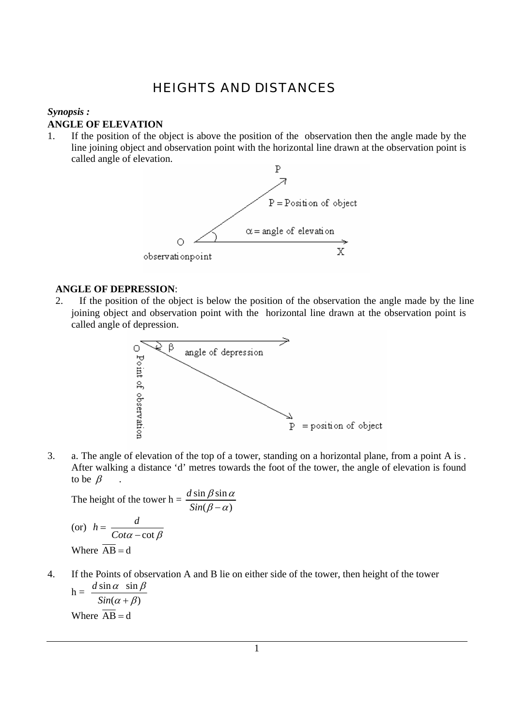# HEIGHTS AND DISTANCES

***Synopsis :***

**ANGLE OF ELEVATION**

1. If the position of the object is above the position of the observation then the angle made by the line joining object and observation point with the horizontal line drawn at the observation point is called angle of elevation.

**ANGLE OF DEPRESSION**:

2. If the position of the object is below the position of the observation the angle made by the line joining object and observation point with the horizontal line drawn at the observation point is called angle of depression.

3. a. The angle of elevation of the top of a tower, standing on a horizontal plane, from a point A is . After walking a distance 'd' metres towards the foot of the tower, the angle of elevation is found to be $\beta$ .

   The height of the tower h = $\dfrac{d \sin\beta \sin\alpha}{Sin(\beta - \alpha)}$

   (or) $h = \dfrac{d}{Cot\alpha - \cot\beta}$

   Where $\overline{AB} = d$

4. If the Points of observation A and B lie on either side of the tower, then height of the tower

   h = $\dfrac{d \sin\alpha \ \ \sin\beta}{Sin(\alpha + \beta)}$

   Where $\overline{AB} = d$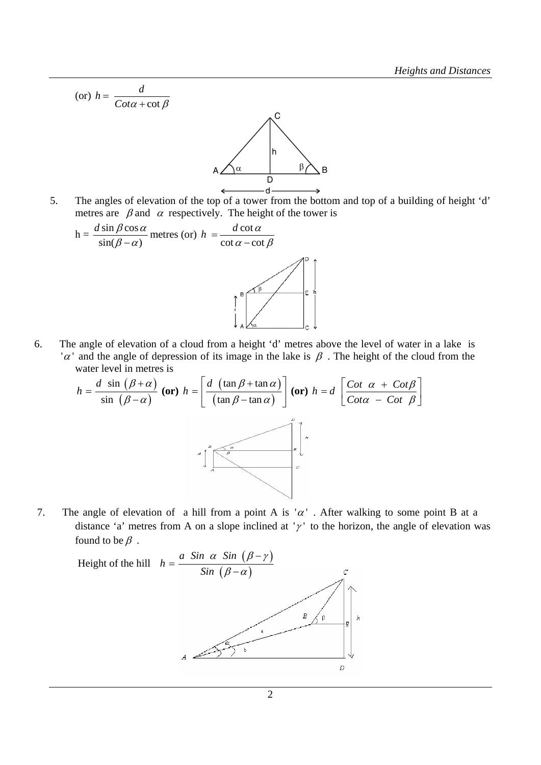(or) $h = \dfrac{d}{Cot\alpha + \cot\beta}$

5. The angles of elevation of the top of a tower from the bottom and top of a building of height 'd' metres are $\beta$ and $\alpha$ respectively. The height of the tower is

   h = $\dfrac{d\sin\beta\cos\alpha}{\sin(\beta-\alpha)}$ metres (or) $h = \dfrac{d\cot\alpha}{\cot\alpha - \cot\beta}$

6. The angle of elevation of a cloud from a height 'd' metres above the level of water in a lake is '$\alpha$' and the angle of depression of its image in the lake is $\beta$. The height of the cloud from the water level in metres is

   $$h = \frac{d\ \sin\left(\beta+\alpha\right)}{\sin\ \left(\beta-\alpha\right)} \textbf{ (or) } h = \left[\frac{d\ \left(\tan\beta+\tan\alpha\right)}{\left(\tan\beta-\tan\alpha\right)}\right] \textbf{ (or) } h = d\ \left[\frac{Cot\ \alpha\ +\ Cot\beta}{Cot\alpha\ -\ Cot\ \beta}\right]$$

7. The angle of elevation of a hill from a point A is '$\alpha$'. After walking to some point B at a distance 'a' metres from A on a slope inclined at '$\gamma$' to the horizon, the angle of elevation was found to be $\beta$.

   Height of the hill $h = \dfrac{a\ Sin\ \alpha\ Sin\ \left(\beta-\gamma\right)}{Sin\ \left(\beta-\alpha\right)}$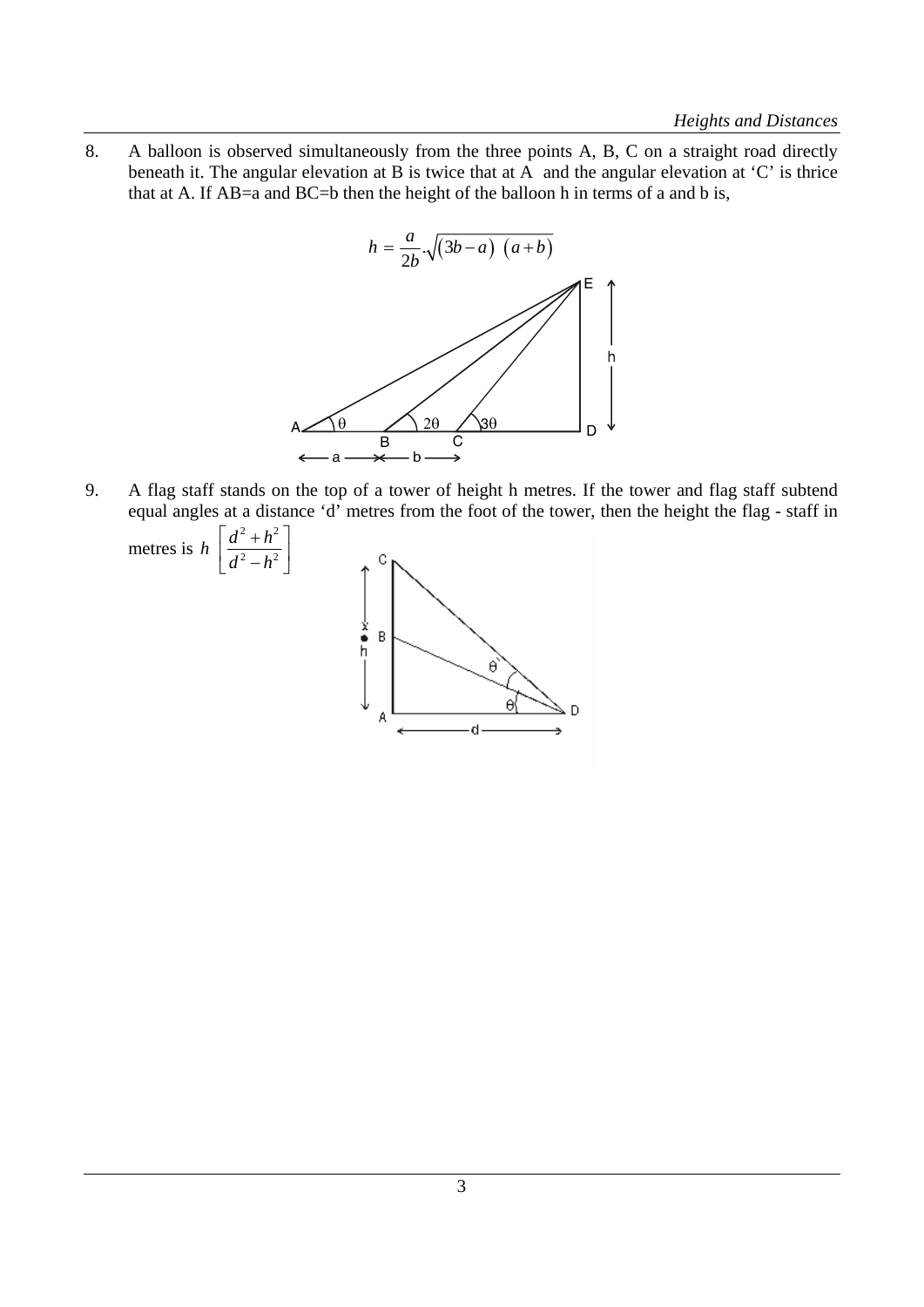8. A balloon is observed simultaneously from the three points A, B, C on a straight road directly beneath it. The angular elevation at B is twice that at A and the angular elevation at 'C' is thrice that at A. If AB=a and BC=b then the height of the balloon h in terms of a and b is,

$$h = \frac{a}{2b} \cdot \sqrt{(3b-a)\ (a+b)}$$

E
h
A θ 2θ 3θ D
B C
a b

9. A flag staff stands on the top of a tower of height h metres. If the tower and flag staff subtend equal angles at a distance 'd' metres from the foot of the tower, then the height the flag - staff in metres is $h\left[\frac{d^2+h^2}{d^2-h^2}\right]$

C
x
B
h
θ
θ
A D
d